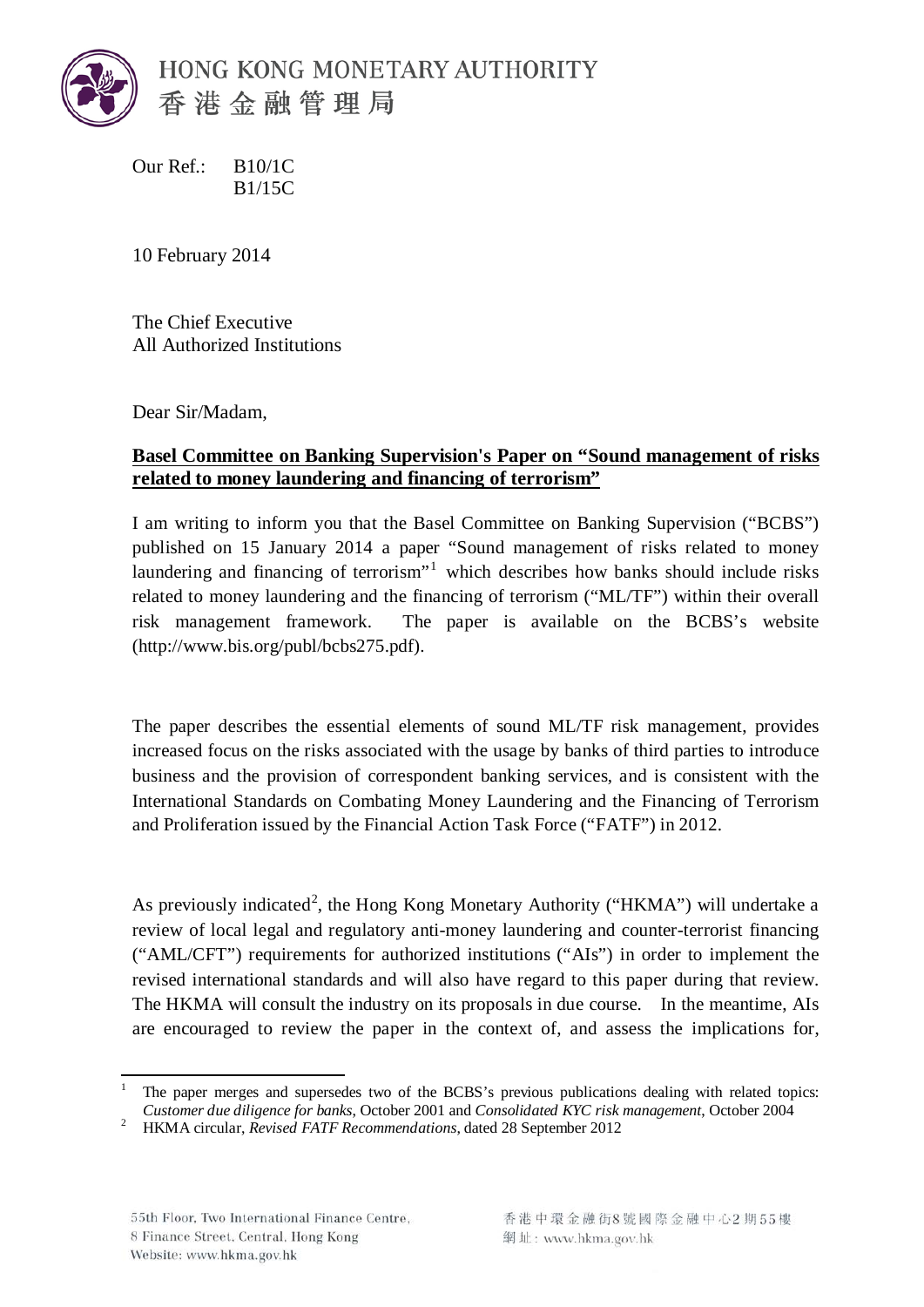HONG KONG MONETARY AUTHORITY
香港金融管理局

Our Ref.: B10/1C
B1/15C

10 February 2014

The Chief Executive
All Authorized Institutions

Dear Sir/Madam,

**Basel Committee on Banking Supervision's Paper on "Sound management of risks related to money laundering and financing of terrorism"**

I am writing to inform you that the Basel Committee on Banking Supervision ("BCBS") published on 15 January 2014 a paper "Sound management of risks related to money laundering and financing of terrorism"[1] which describes how banks should include risks related to money laundering and the financing of terrorism ("ML/TF") within their overall risk management framework. The paper is available on the BCBS's website (http://www.bis.org/publ/bcbs275.pdf).

The paper describes the essential elements of sound ML/TF risk management, provides increased focus on the risks associated with the usage by banks of third parties to introduce business and the provision of correspondent banking services, and is consistent with the International Standards on Combating Money Laundering and the Financing of Terrorism and Proliferation issued by the Financial Action Task Force ("FATF") in 2012.

As previously indicated[2], the Hong Kong Monetary Authority ("HKMA") will undertake a review of local legal and regulatory anti-money laundering and counter-terrorist financing ("AML/CFT") requirements for authorized institutions ("AIs") in order to implement the revised international standards and will also have regard to this paper during that review. The HKMA will consult the industry on its proposals in due course. In the meantime, AIs are encouraged to review the paper in the context of, and assess the implications for,

[1] The paper merges and supersedes two of the BCBS's previous publications dealing with related topics: *Customer due diligence for banks*, October 2001 and *Consolidated KYC risk management*, October 2004

[2] HKMA circular, *Revised FATF Recommendations*, dated 28 September 2012

55th Floor, Two International Finance Centre,
8 Finance Street, Central, Hong Kong
Website: www.hkma.gov.hk

香港中環金融街8號國際金融中心2期55樓
網址：www.hkma.gov.hk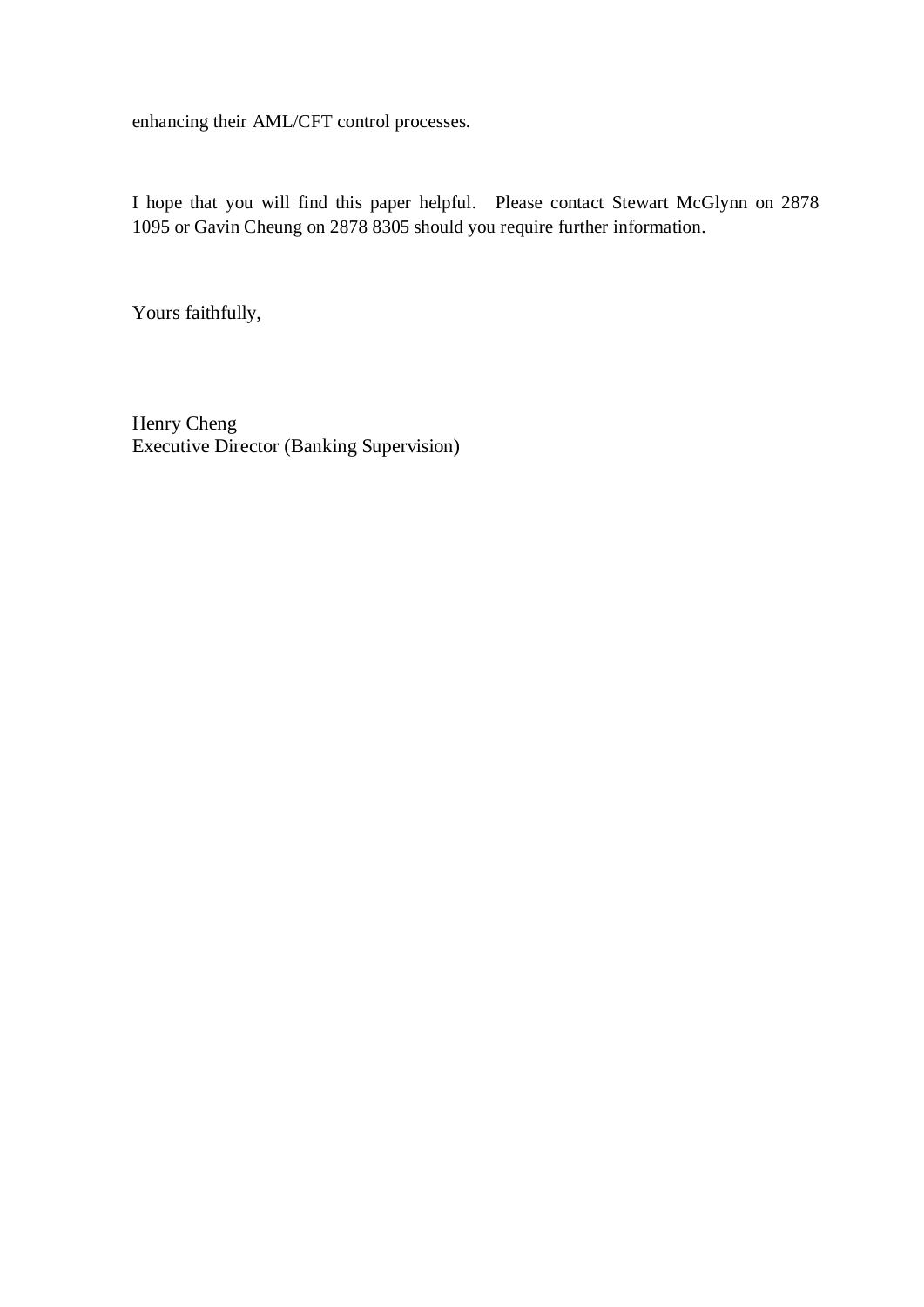enhancing their AML/CFT control processes.

I hope that you will find this paper helpful. Please contact Stewart McGlynn on 2878 1095 or Gavin Cheung on 2878 8305 should you require further information.

Yours faithfully,

Henry Cheng
Executive Director (Banking Supervision)